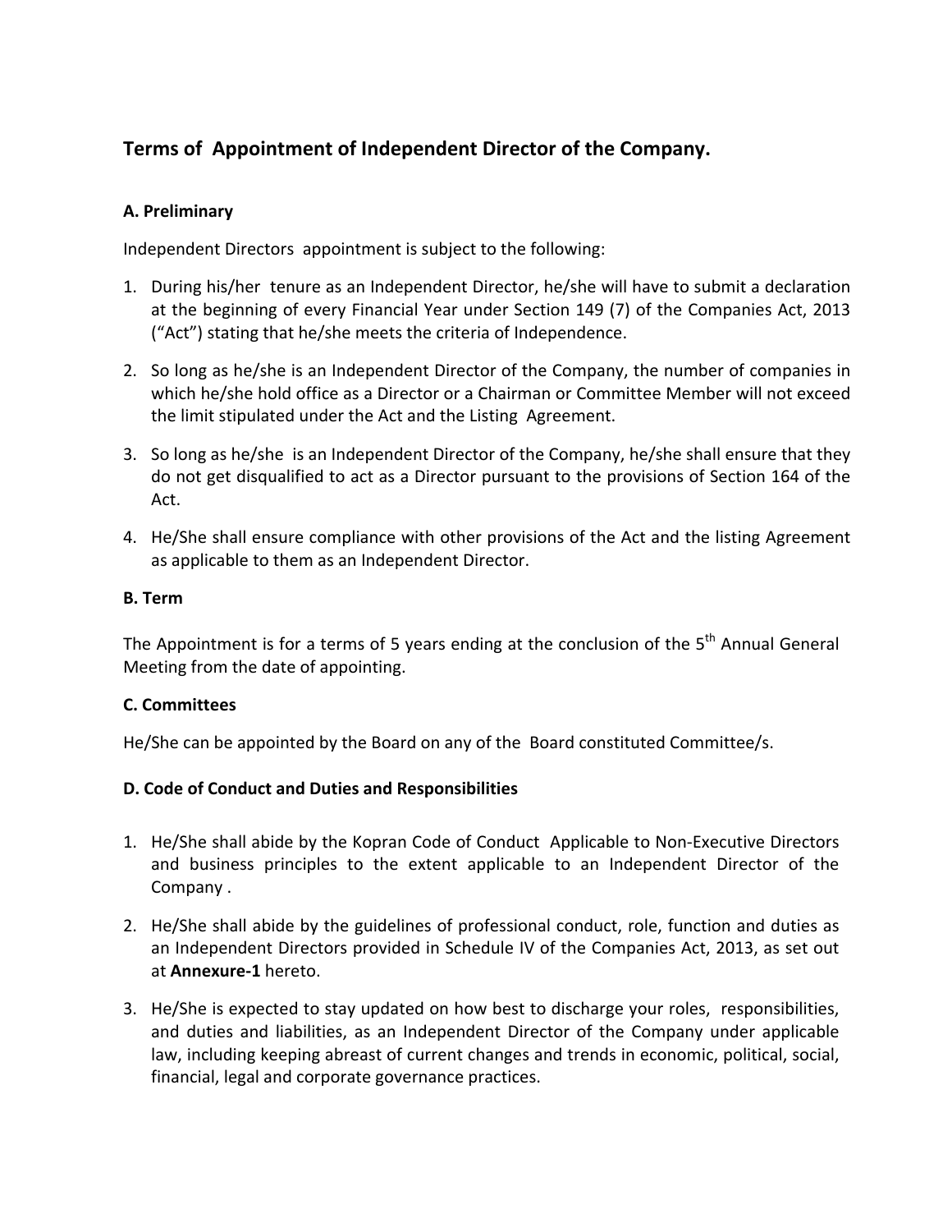# Terms of Appointment of Independent Director of the Company.

### A. Preliminary

Independent Directors appointment is subject to the following:

1. During his/her tenure as an Independent Director, he/she will have to submit a declaration at the beginning of every Financial Year under Section 149 (7) of the Companies Act, 2013 ("Act") stating that he/she meets the criteria of Independence.
2. So long as he/she is an Independent Director of the Company, the number of companies in which he/she hold office as a Director or a Chairman or Committee Member will not exceed the limit stipulated under the Act and the Listing Agreement.
3. So long as he/she is an Independent Director of the Company, he/she shall ensure that they do not get disqualified to act as a Director pursuant to the provisions of Section 164 of the Act.
4. He/She shall ensure compliance with other provisions of the Act and the listing Agreement as applicable to them as an Independent Director.

### B. Term

The Appointment is for a terms of 5 years ending at the conclusion of the 5th Annual General Meeting from the date of appointing.

### C. Committees

He/She can be appointed by the Board on any of the Board constituted Committee/s.

### D. Code of Conduct and Duties and Responsibilities

1. He/She shall abide by the Kopran Code of Conduct Applicable to Non-Executive Directors and business principles to the extent applicable to an Independent Director of the Company .
2. He/She shall abide by the guidelines of professional conduct, role, function and duties as an Independent Directors provided in Schedule IV of the Companies Act, 2013, as set out at **Annexure-1** hereto.
3. He/She is expected to stay updated on how best to discharge your roles, responsibilities, and duties and liabilities, as an Independent Director of the Company under applicable law, including keeping abreast of current changes and trends in economic, political, social, financial, legal and corporate governance practices.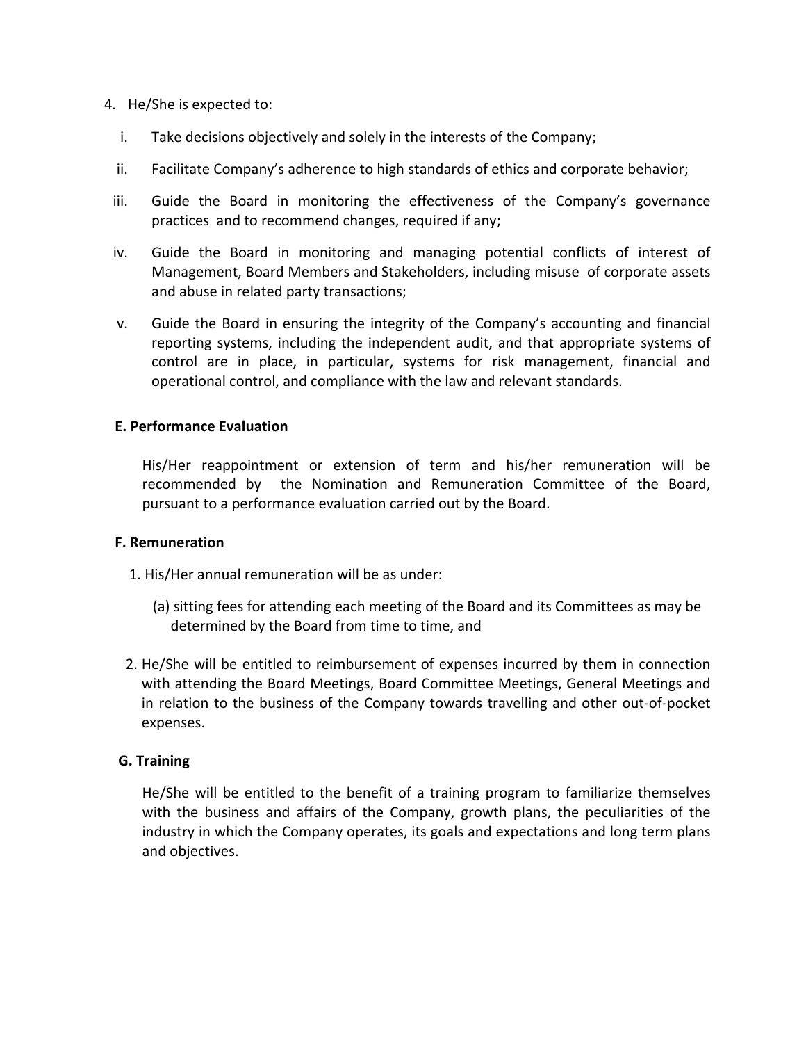4. He/She is expected to:

   i. Take decisions objectively and solely in the interests of the Company;

   ii. Facilitate Company's adherence to high standards of ethics and corporate behavior;

   iii. Guide the Board in monitoring the effectiveness of the Company's governance practices and to recommend changes, required if any;

   iv. Guide the Board in monitoring and managing potential conflicts of interest of Management, Board Members and Stakeholders, including misuse of corporate assets and abuse in related party transactions;

   v. Guide the Board in ensuring the integrity of the Company's accounting and financial reporting systems, including the independent audit, and that appropriate systems of control are in place, in particular, systems for risk management, financial and operational control, and compliance with the law and relevant standards.

**E. Performance Evaluation**

His/Her reappointment or extension of term and his/her remuneration will be recommended by the Nomination and Remuneration Committee of the Board, pursuant to a performance evaluation carried out by the Board.

**F. Remuneration**

1. His/Her annual remuneration will be as under:

   (a) sitting fees for attending each meeting of the Board and its Committees as may be determined by the Board from time to time, and

2. He/She will be entitled to reimbursement of expenses incurred by them in connection with attending the Board Meetings, Board Committee Meetings, General Meetings and in relation to the business of the Company towards travelling and other out-of-pocket expenses.

**G. Training**

He/She will be entitled to the benefit of a training program to familiarize themselves with the business and affairs of the Company, growth plans, the peculiarities of the industry in which the Company operates, its goals and expectations and long term plans and objectives.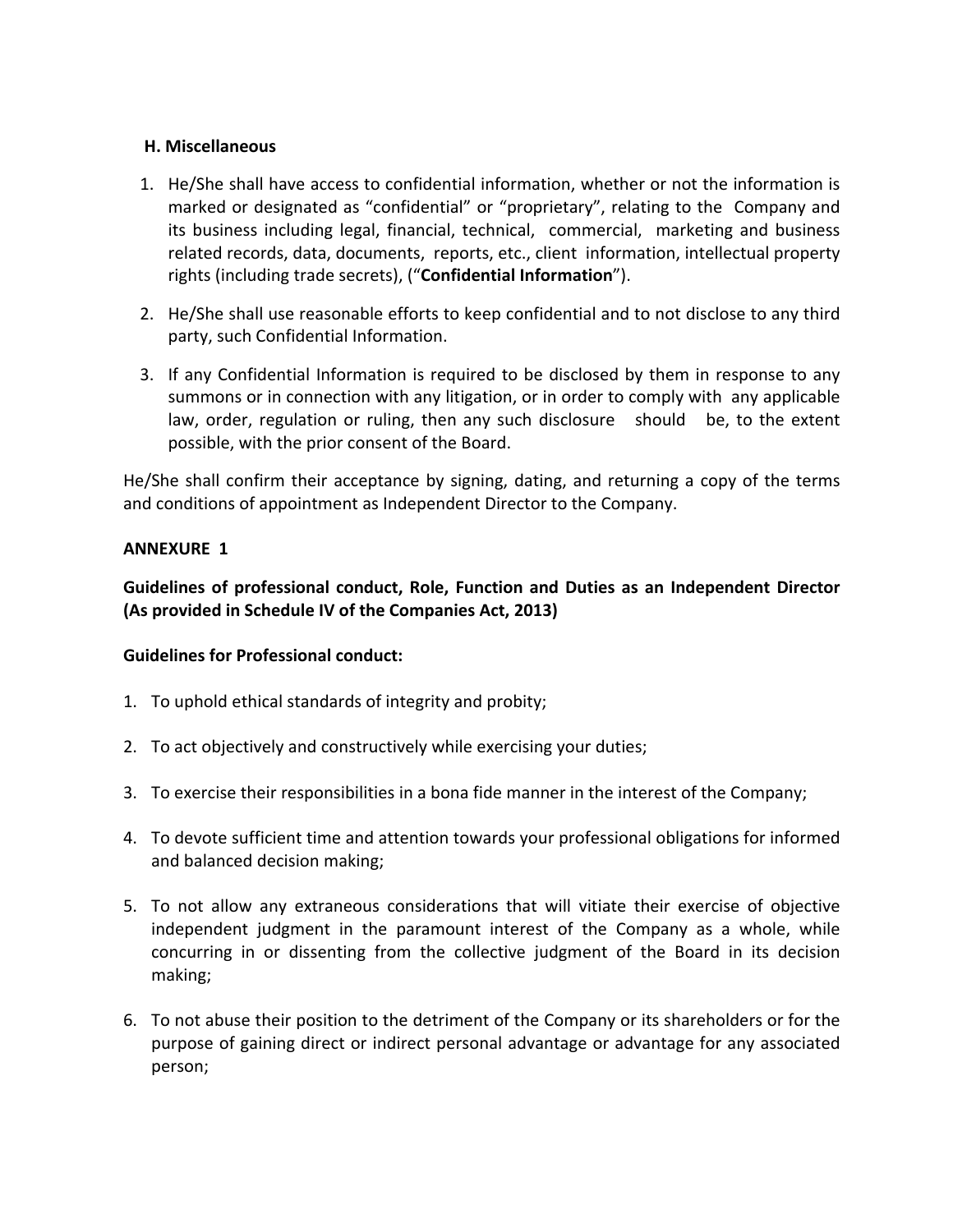**H. Miscellaneous**

1. He/She shall have access to confidential information, whether or not the information is marked or designated as "confidential" or "proprietary", relating to the Company and its business including legal, financial, technical, commercial, marketing and business related records, data, documents, reports, etc., client information, intellectual property rights (including trade secrets), ("**Confidential Information**").

2. He/She shall use reasonable efforts to keep confidential and to not disclose to any third party, such Confidential Information.

3. If any Confidential Information is required to be disclosed by them in response to any summons or in connection with any litigation, or in order to comply with any applicable law, order, regulation or ruling, then any such disclosure should be, to the extent possible, with the prior consent of the Board.

He/She shall confirm their acceptance by signing, dating, and returning a copy of the terms and conditions of appointment as Independent Director to the Company.

**ANNEXURE 1**

**Guidelines of professional conduct, Role, Function and Duties as an Independent Director (As provided in Schedule IV of the Companies Act, 2013)**

**Guidelines for Professional conduct:**

1. To uphold ethical standards of integrity and probity;

2. To act objectively and constructively while exercising your duties;

3. To exercise their responsibilities in a bona fide manner in the interest of the Company;

4. To devote sufficient time and attention towards your professional obligations for informed and balanced decision making;

5. To not allow any extraneous considerations that will vitiate their exercise of objective independent judgment in the paramount interest of the Company as a whole, while concurring in or dissenting from the collective judgment of the Board in its decision making;

6. To not abuse their position to the detriment of the Company or its shareholders or for the purpose of gaining direct or indirect personal advantage or advantage for any associated person;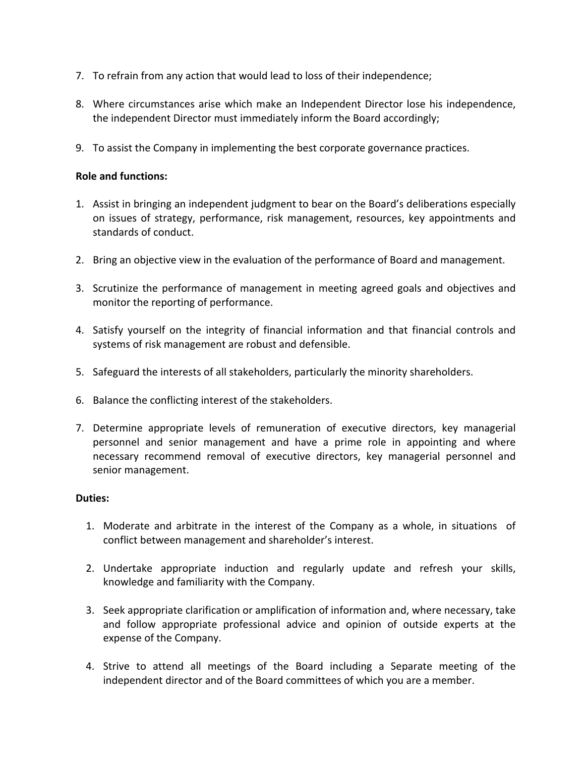7. To refrain from any action that would lead to loss of their independence;

8. Where circumstances arise which make an Independent Director lose his independence, the independent Director must immediately inform the Board accordingly;

9. To assist the Company in implementing the best corporate governance practices.

**Role and functions:**

1. Assist in bringing an independent judgment to bear on the Board's deliberations especially on issues of strategy, performance, risk management, resources, key appointments and standards of conduct.

2. Bring an objective view in the evaluation of the performance of Board and management.

3. Scrutinize the performance of management in meeting agreed goals and objectives and monitor the reporting of performance.

4. Satisfy yourself on the integrity of financial information and that financial controls and systems of risk management are robust and defensible.

5. Safeguard the interests of all stakeholders, particularly the minority shareholders.

6. Balance the conflicting interest of the stakeholders.

7. Determine appropriate levels of remuneration of executive directors, key managerial personnel and senior management and have a prime role in appointing and where necessary recommend removal of executive directors, key managerial personnel and senior management.

**Duties:**

1. Moderate and arbitrate in the interest of the Company as a whole, in situations of conflict between management and shareholder's interest.

2. Undertake appropriate induction and regularly update and refresh your skills, knowledge and familiarity with the Company.

3. Seek appropriate clarification or amplification of information and, where necessary, take and follow appropriate professional advice and opinion of outside experts at the expense of the Company.

4. Strive to attend all meetings of the Board including a Separate meeting of the independent director and of the Board committees of which you are a member.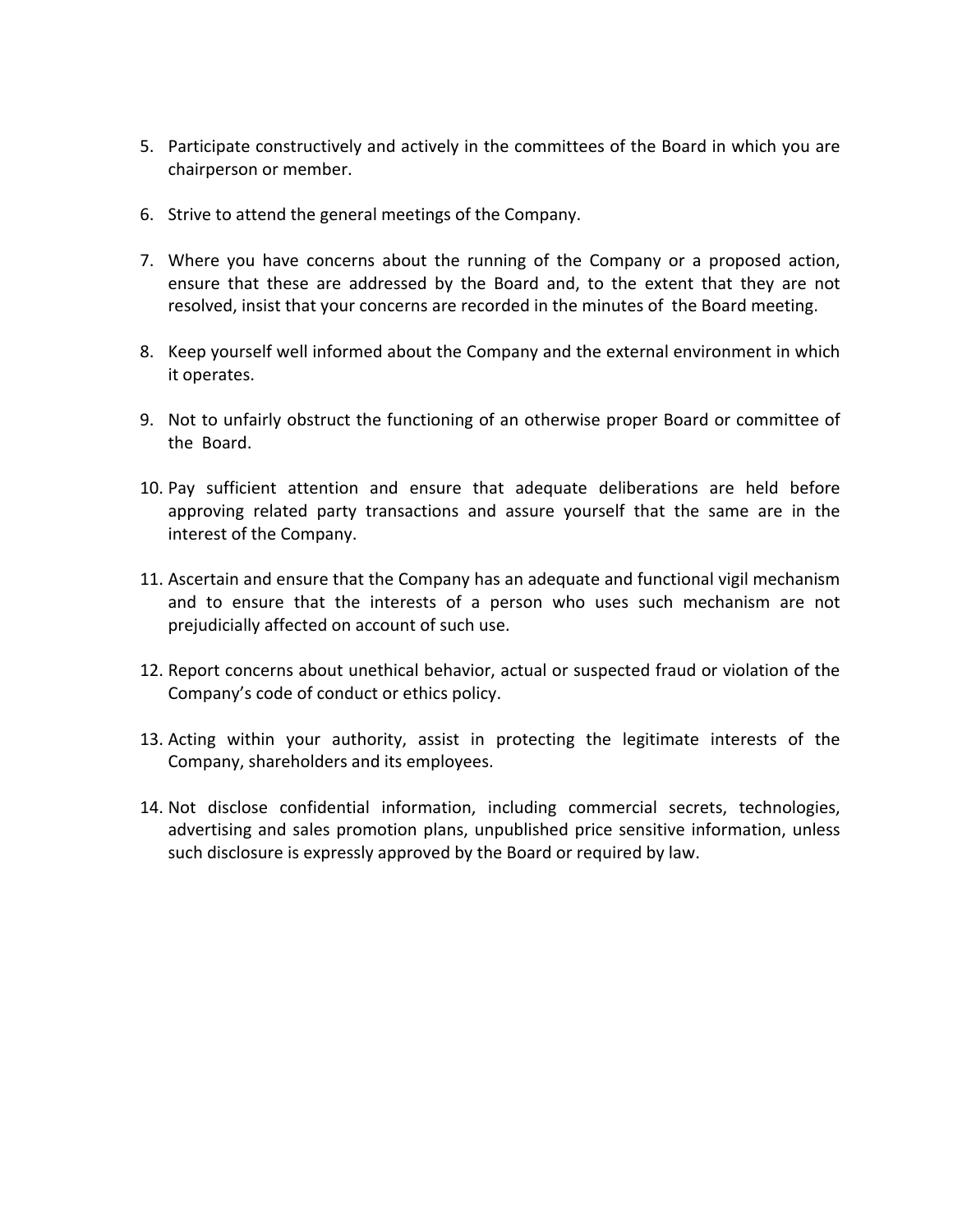5. Participate constructively and actively in the committees of the Board in which you are chairperson or member.

6. Strive to attend the general meetings of the Company.

7. Where you have concerns about the running of the Company or a proposed action, ensure that these are addressed by the Board and, to the extent that they are not resolved, insist that your concerns are recorded in the minutes of the Board meeting.

8. Keep yourself well informed about the Company and the external environment in which it operates.

9. Not to unfairly obstruct the functioning of an otherwise proper Board or committee of the Board.

10. Pay sufficient attention and ensure that adequate deliberations are held before approving related party transactions and assure yourself that the same are in the interest of the Company.

11. Ascertain and ensure that the Company has an adequate and functional vigil mechanism and to ensure that the interests of a person who uses such mechanism are not prejudicially affected on account of such use.

12. Report concerns about unethical behavior, actual or suspected fraud or violation of the Company's code of conduct or ethics policy.

13. Acting within your authority, assist in protecting the legitimate interests of the Company, shareholders and its employees.

14. Not disclose confidential information, including commercial secrets, technologies, advertising and sales promotion plans, unpublished price sensitive information, unless such disclosure is expressly approved by the Board or required by law.